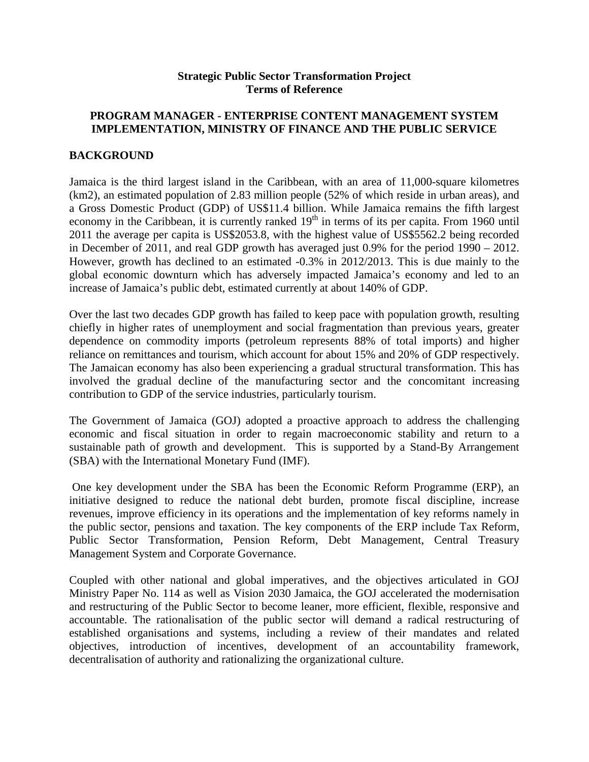**Strategic Public Sector Transformation Project**
**Terms of Reference**

**PROGRAM MANAGER - ENTERPRISE CONTENT MANAGEMENT SYSTEM IMPLEMENTATION, MINISTRY OF FINANCE AND THE PUBLIC SERVICE**

## BACKGROUND

Jamaica is the third largest island in the Caribbean, with an area of 11,000-square kilometres (km2), an estimated population of 2.83 million people (52% of which reside in urban areas), and a Gross Domestic Product (GDP) of US$11.4 billion. While Jamaica remains the fifth largest economy in the Caribbean, it is currently ranked 19th in terms of its per capita. From 1960 until 2011 the average per capita is US$2053.8, with the highest value of US$5562.2 being recorded in December of 2011, and real GDP growth has averaged just 0.9% for the period 1990 – 2012. However, growth has declined to an estimated -0.3% in 2012/2013. This is due mainly to the global economic downturn which has adversely impacted Jamaica's economy and led to an increase of Jamaica's public debt, estimated currently at about 140% of GDP.

Over the last two decades GDP growth has failed to keep pace with population growth, resulting chiefly in higher rates of unemployment and social fragmentation than previous years, greater dependence on commodity imports (petroleum represents 88% of total imports) and higher reliance on remittances and tourism, which account for about 15% and 20% of GDP respectively. The Jamaican economy has also been experiencing a gradual structural transformation. This has involved the gradual decline of the manufacturing sector and the concomitant increasing contribution to GDP of the service industries, particularly tourism.

The Government of Jamaica (GOJ) adopted a proactive approach to address the challenging economic and fiscal situation in order to regain macroeconomic stability and return to a sustainable path of growth and development. This is supported by a Stand-By Arrangement (SBA) with the International Monetary Fund (IMF).

One key development under the SBA has been the Economic Reform Programme (ERP), an initiative designed to reduce the national debt burden, promote fiscal discipline, increase revenues, improve efficiency in its operations and the implementation of key reforms namely in the public sector, pensions and taxation. The key components of the ERP include Tax Reform, Public Sector Transformation, Pension Reform, Debt Management, Central Treasury Management System and Corporate Governance.

Coupled with other national and global imperatives, and the objectives articulated in GOJ Ministry Paper No. 114 as well as Vision 2030 Jamaica, the GOJ accelerated the modernisation and restructuring of the Public Sector to become leaner, more efficient, flexible, responsive and accountable. The rationalisation of the public sector will demand a radical restructuring of established organisations and systems, including a review of their mandates and related objectives, introduction of incentives, development of an accountability framework, decentralisation of authority and rationalizing the organizational culture.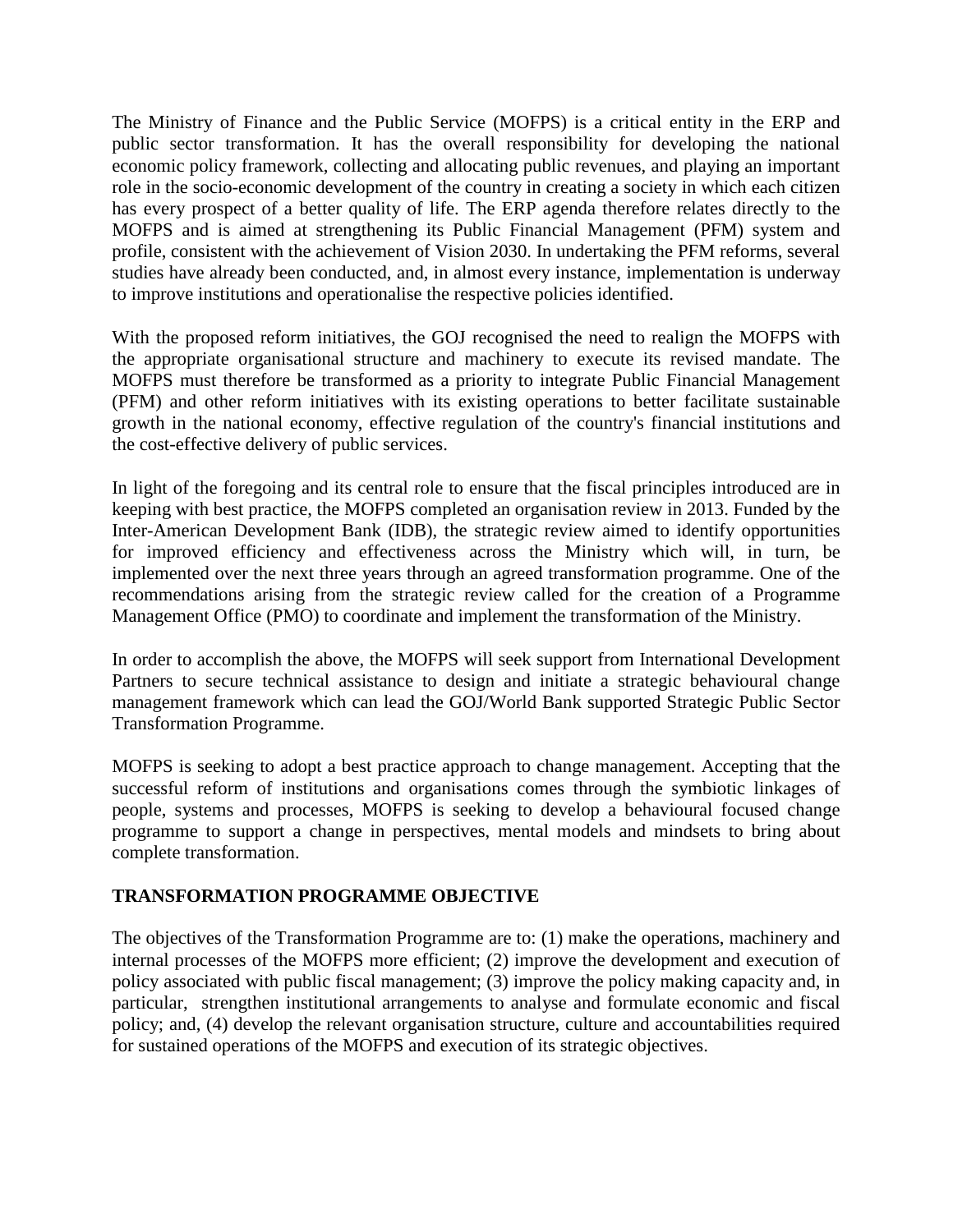The Ministry of Finance and the Public Service (MOFPS) is a critical entity in the ERP and public sector transformation. It has the overall responsibility for developing the national economic policy framework, collecting and allocating public revenues, and playing an important role in the socio-economic development of the country in creating a society in which each citizen has every prospect of a better quality of life. The ERP agenda therefore relates directly to the MOFPS and is aimed at strengthening its Public Financial Management (PFM) system and profile, consistent with the achievement of Vision 2030. In undertaking the PFM reforms, several studies have already been conducted, and, in almost every instance, implementation is underway to improve institutions and operationalise the respective policies identified.

With the proposed reform initiatives, the GOJ recognised the need to realign the MOFPS with the appropriate organisational structure and machinery to execute its revised mandate. The MOFPS must therefore be transformed as a priority to integrate Public Financial Management (PFM) and other reform initiatives with its existing operations to better facilitate sustainable growth in the national economy, effective regulation of the country's financial institutions and the cost-effective delivery of public services.

In light of the foregoing and its central role to ensure that the fiscal principles introduced are in keeping with best practice, the MOFPS completed an organisation review in 2013. Funded by the Inter-American Development Bank (IDB), the strategic review aimed to identify opportunities for improved efficiency and effectiveness across the Ministry which will, in turn, be implemented over the next three years through an agreed transformation programme. One of the recommendations arising from the strategic review called for the creation of a Programme Management Office (PMO) to coordinate and implement the transformation of the Ministry.

In order to accomplish the above, the MOFPS will seek support from International Development Partners to secure technical assistance to design and initiate a strategic behavioural change management framework which can lead the GOJ/World Bank supported Strategic Public Sector Transformation Programme.

MOFPS is seeking to adopt a best practice approach to change management. Accepting that the successful reform of institutions and organisations comes through the symbiotic linkages of people, systems and processes, MOFPS is seeking to develop a behavioural focused change programme to support a change in perspectives, mental models and mindsets to bring about complete transformation.

## TRANSFORMATION PROGRAMME OBJECTIVE

The objectives of the Transformation Programme are to: (1) make the operations, machinery and internal processes of the MOFPS more efficient; (2) improve the development and execution of policy associated with public fiscal management; (3) improve the policy making capacity and, in particular, strengthen institutional arrangements to analyse and formulate economic and fiscal policy; and, (4) develop the relevant organisation structure, culture and accountabilities required for sustained operations of the MOFPS and execution of its strategic objectives.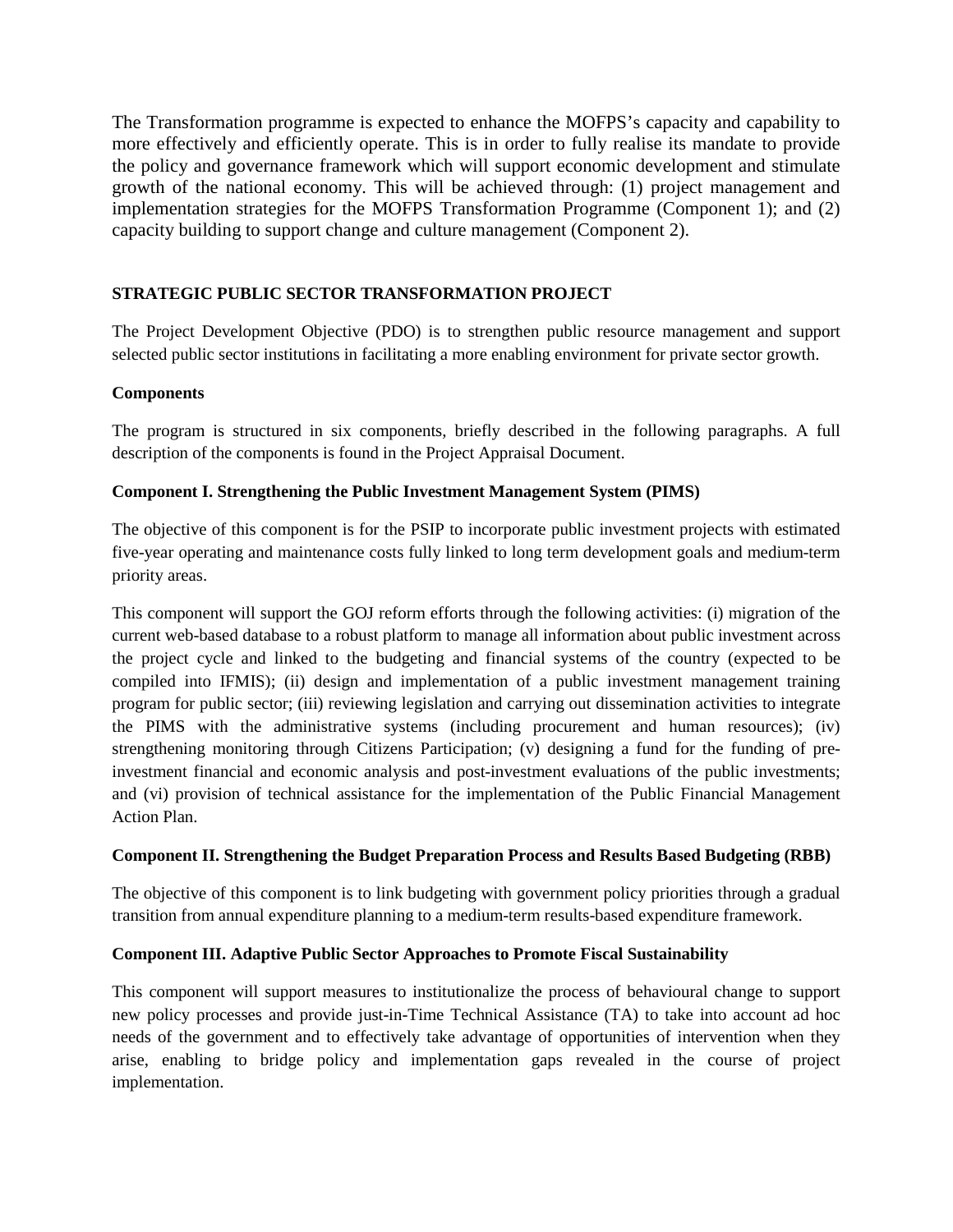The Transformation programme is expected to enhance the MOFPS's capacity and capability to more effectively and efficiently operate. This is in order to fully realise its mandate to provide the policy and governance framework which will support economic development and stimulate growth of the national economy. This will be achieved through: (1) project management and implementation strategies for the MOFPS Transformation Programme (Component 1); and (2) capacity building to support change and culture management (Component 2).

## STRATEGIC PUBLIC SECTOR TRANSFORMATION PROJECT

The Project Development Objective (PDO) is to strengthen public resource management and support selected public sector institutions in facilitating a more enabling environment for private sector growth.

### Components

The program is structured in six components, briefly described in the following paragraphs. A full description of the components is found in the Project Appraisal Document.

### Component I. Strengthening the Public Investment Management System (PIMS)

The objective of this component is for the PSIP to incorporate public investment projects with estimated five-year operating and maintenance costs fully linked to long term development goals and medium-term priority areas.

This component will support the GOJ reform efforts through the following activities: (i) migration of the current web-based database to a robust platform to manage all information about public investment across the project cycle and linked to the budgeting and financial systems of the country (expected to be compiled into IFMIS); (ii) design and implementation of a public investment management training program for public sector; (iii) reviewing legislation and carrying out dissemination activities to integrate the PIMS with the administrative systems (including procurement and human resources); (iv) strengthening monitoring through Citizens Participation; (v) designing a fund for the funding of pre-investment financial and economic analysis and post-investment evaluations of the public investments; and (vi) provision of technical assistance for the implementation of the Public Financial Management Action Plan.

### Component II. Strengthening the Budget Preparation Process and Results Based Budgeting (RBB)

The objective of this component is to link budgeting with government policy priorities through a gradual transition from annual expenditure planning to a medium-term results-based expenditure framework.

### Component III. Adaptive Public Sector Approaches to Promote Fiscal Sustainability

This component will support measures to institutionalize the process of behavioural change to support new policy processes and provide just-in-Time Technical Assistance (TA) to take into account ad hoc needs of the government and to effectively take advantage of opportunities of intervention when they arise, enabling to bridge policy and implementation gaps revealed in the course of project implementation.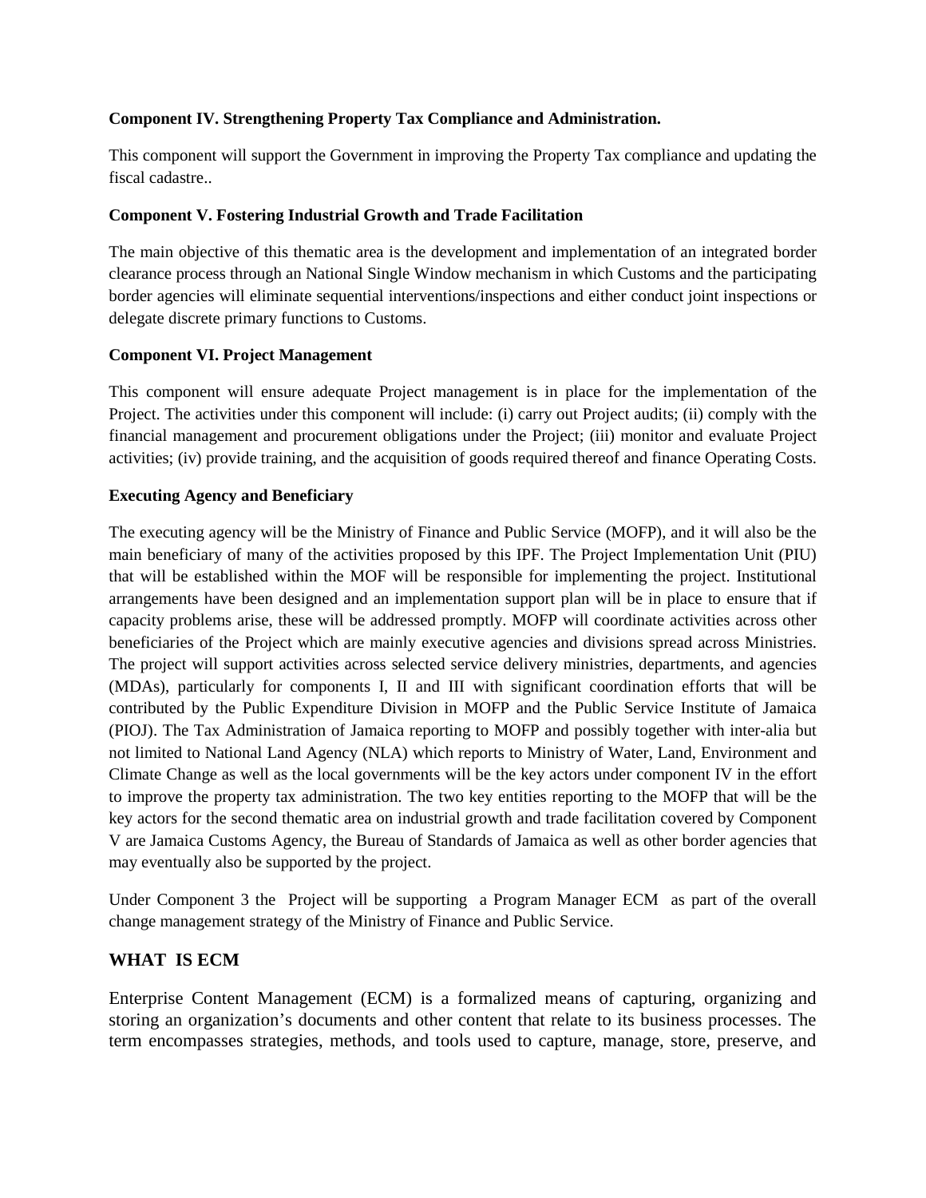**Component IV. Strengthening Property Tax Compliance and Administration.**

This component will support the Government in improving the Property Tax compliance and updating the fiscal cadastre..

**Component V. Fostering Industrial Growth and Trade Facilitation**

The main objective of this thematic area is the development and implementation of an integrated border clearance process through an National Single Window mechanism in which Customs and the participating border agencies will eliminate sequential interventions/inspections and either conduct joint inspections or delegate discrete primary functions to Customs.

**Component VI. Project Management**

This component will ensure adequate Project management is in place for the implementation of the Project. The activities under this component will include: (i) carry out Project audits; (ii) comply with the financial management and procurement obligations under the Project; (iii) monitor and evaluate Project activities; (iv) provide training, and the acquisition of goods required thereof and finance Operating Costs.

**Executing Agency and Beneficiary**

The executing agency will be the Ministry of Finance and Public Service (MOFP), and it will also be the main beneficiary of many of the activities proposed by this IPF. The Project Implementation Unit (PIU) that will be established within the MOF will be responsible for implementing the project. Institutional arrangements have been designed and an implementation support plan will be in place to ensure that if capacity problems arise, these will be addressed promptly. MOFP will coordinate activities across other beneficiaries of the Project which are mainly executive agencies and divisions spread across Ministries. The project will support activities across selected service delivery ministries, departments, and agencies (MDAs), particularly for components I, II and III with significant coordination efforts that will be contributed by the Public Expenditure Division in MOFP and the Public Service Institute of Jamaica (PIOJ). The Tax Administration of Jamaica reporting to MOFP and possibly together with inter-alia but not limited to National Land Agency (NLA) which reports to Ministry of Water, Land, Environment and Climate Change as well as the local governments will be the key actors under component IV in the effort to improve the property tax administration. The two key entities reporting to the MOFP that will be the key actors for the second thematic area on industrial growth and trade facilitation covered by Component V are Jamaica Customs Agency, the Bureau of Standards of Jamaica as well as other border agencies that may eventually also be supported by the project.

Under Component 3 the Project will be supporting a Program Manager ECM as part of the overall change management strategy of the Ministry of Finance and Public Service.

## WHAT IS ECM

Enterprise Content Management (ECM) is a formalized means of capturing, organizing and storing an organization's documents and other content that relate to its business processes. The term encompasses strategies, methods, and tools used to capture, manage, store, preserve, and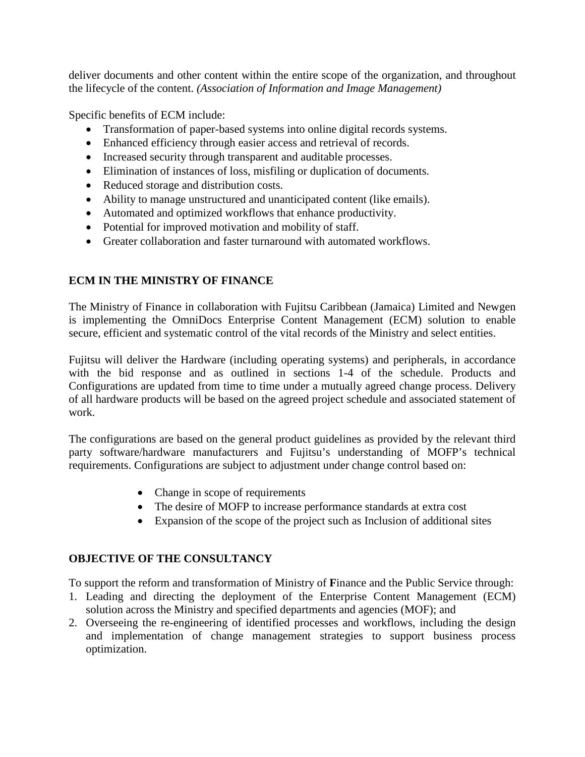deliver documents and other content within the entire scope of the organization, and throughout the lifecycle of the content. *(Association of Information and Image Management)*

Specific benefits of ECM include:

- Transformation of paper-based systems into online digital records systems.
- Enhanced efficiency through easier access and retrieval of records.
- Increased security through transparent and auditable processes.
- Elimination of instances of loss, misfiling or duplication of documents.
- Reduced storage and distribution costs.
- Ability to manage unstructured and unanticipated content (like emails).
- Automated and optimized workflows that enhance productivity.
- Potential for improved motivation and mobility of staff.
- Greater collaboration and faster turnaround with automated workflows.

## ECM IN THE MINISTRY OF FINANCE

The Ministry of Finance in collaboration with Fujitsu Caribbean (Jamaica) Limited and Newgen is implementing the OmniDocs Enterprise Content Management (ECM) solution to enable secure, efficient and systematic control of the vital records of the Ministry and select entities.

Fujitsu will deliver the Hardware (including operating systems) and peripherals, in accordance with the bid response and as outlined in sections 1-4 of the schedule. Products and Configurations are updated from time to time under a mutually agreed change process. Delivery of all hardware products will be based on the agreed project schedule and associated statement of work.

The configurations are based on the general product guidelines as provided by the relevant third party software/hardware manufacturers and Fujitsu's understanding of MOFP's technical requirements. Configurations are subject to adjustment under change control based on:

- Change in scope of requirements
- The desire of MOFP to increase performance standards at extra cost
- Expansion of the scope of the project such as Inclusion of additional sites

## OBJECTIVE OF THE CONSULTANCY

To support the reform and transformation of Ministry of **F**inance and the Public Service through:

1. Leading and directing the deployment of the Enterprise Content Management (ECM) solution across the Ministry and specified departments and agencies (MOF); and
2. Overseeing the re-engineering of identified processes and workflows, including the design and implementation of change management strategies to support business process optimization.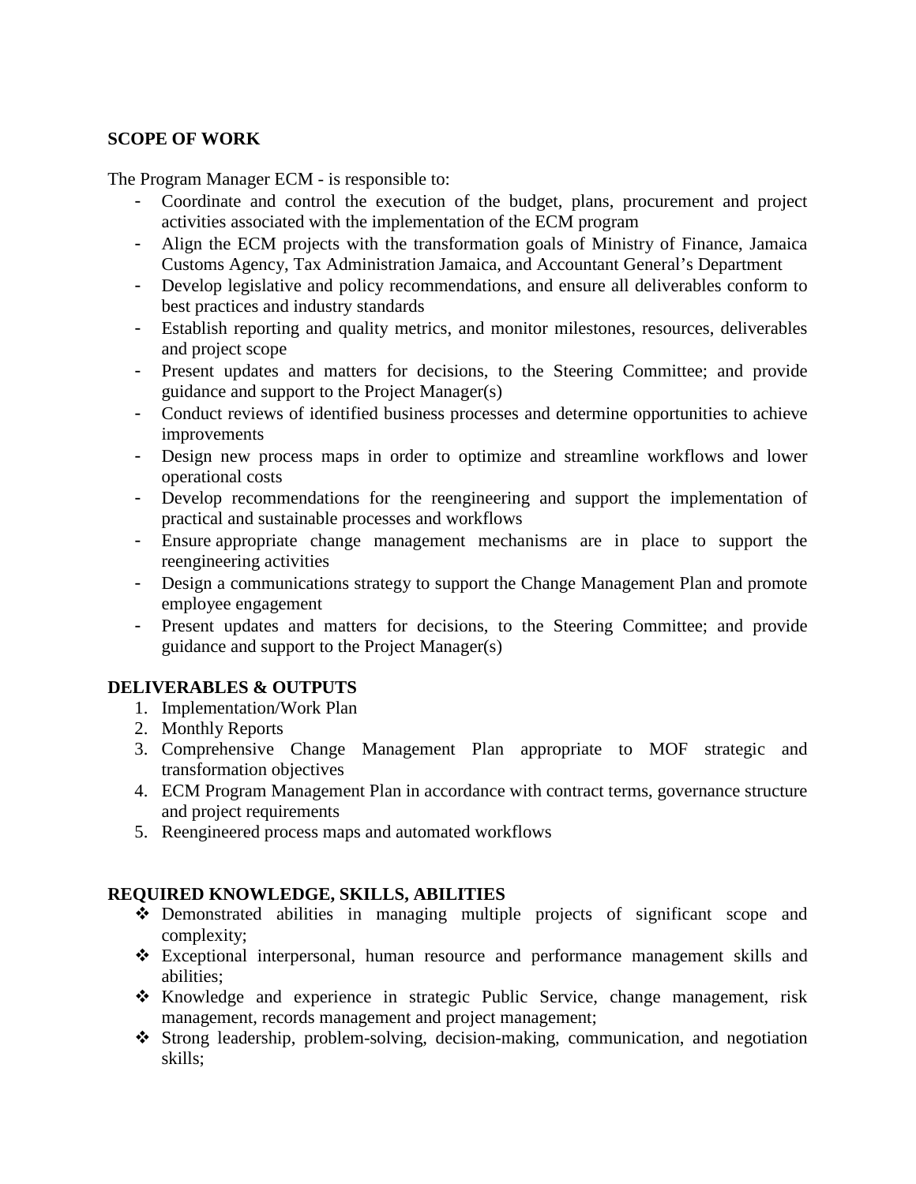**SCOPE OF WORK**

The Program Manager ECM - is responsible to:

- Coordinate and control the execution of the budget, plans, procurement and project activities associated with the implementation of the ECM program
- Align the ECM projects with the transformation goals of Ministry of Finance, Jamaica Customs Agency, Tax Administration Jamaica, and Accountant General's Department
- Develop legislative and policy recommendations, and ensure all deliverables conform to best practices and industry standards
- Establish reporting and quality metrics, and monitor milestones, resources, deliverables and project scope
- Present updates and matters for decisions, to the Steering Committee; and provide guidance and support to the Project Manager(s)
- Conduct reviews of identified business processes and determine opportunities to achieve improvements
- Design new process maps in order to optimize and streamline workflows and lower operational costs
- Develop recommendations for the reengineering and support the implementation of practical and sustainable processes and workflows
- Ensure appropriate change management mechanisms are in place to support the reengineering activities
- Design a communications strategy to support the Change Management Plan and promote employee engagement
- Present updates and matters for decisions, to the Steering Committee; and provide guidance and support to the Project Manager(s)

**DELIVERABLES & OUTPUTS**

1. Implementation/Work Plan
2. Monthly Reports
3. Comprehensive Change Management Plan appropriate to MOF strategic and transformation objectives
4. ECM Program Management Plan in accordance with contract terms, governance structure and project requirements
5. Reengineered process maps and automated workflows

**REQUIRED KNOWLEDGE, SKILLS, ABILITIES**

- ❖ Demonstrated abilities in managing multiple projects of significant scope and complexity;
- ❖ Exceptional interpersonal, human resource and performance management skills and abilities;
- ❖ Knowledge and experience in strategic Public Service, change management, risk management, records management and project management;
- ❖ Strong leadership, problem-solving, decision-making, communication, and negotiation skills;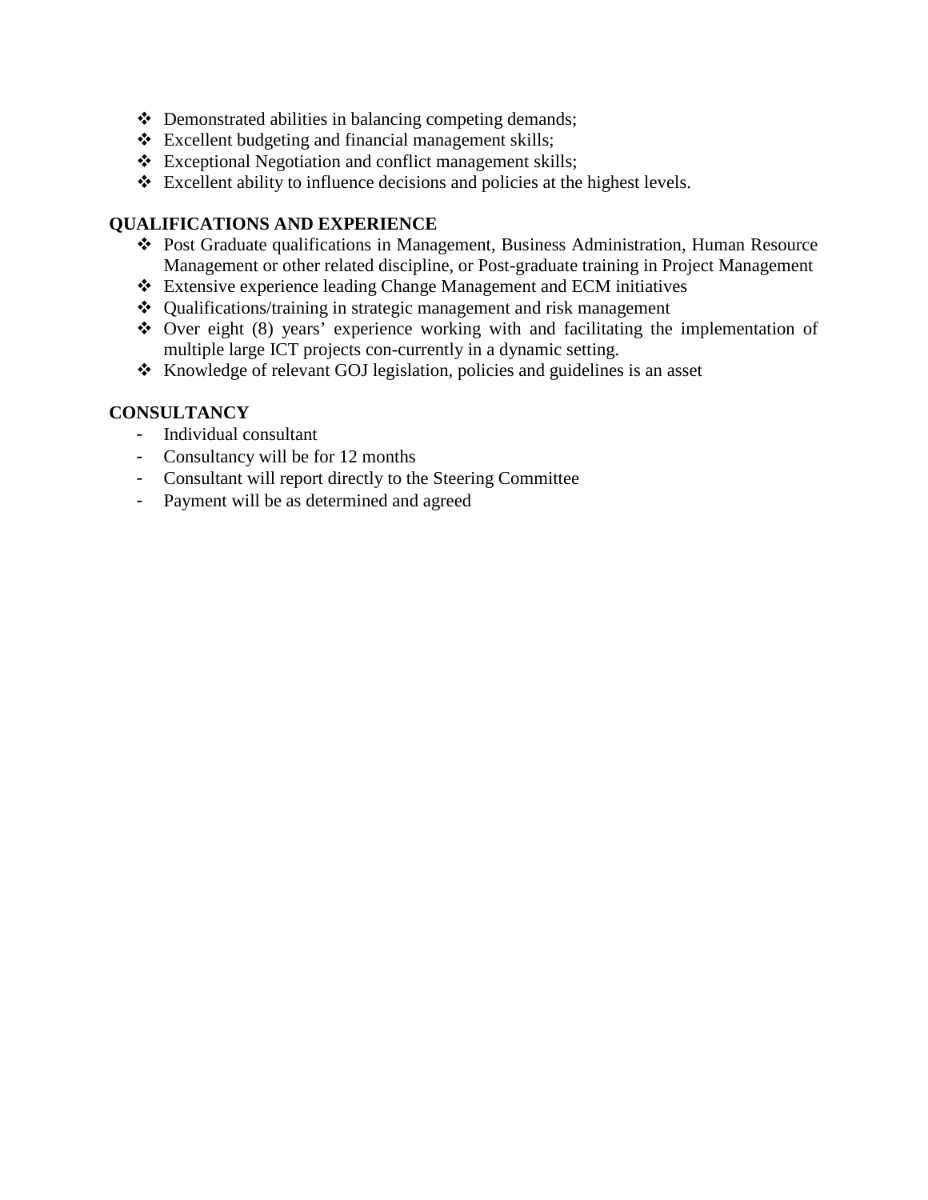- Demonstrated abilities in balancing competing demands;
- Excellent budgeting and financial management skills;
- Exceptional Negotiation and conflict management skills;
- Excellent ability to influence decisions and policies at the highest levels.

**QUALIFICATIONS AND EXPERIENCE**

- Post Graduate qualifications in Management, Business Administration, Human Resource Management or other related discipline, or Post-graduate training in Project Management
- Extensive experience leading Change Management and ECM initiatives
- Qualifications/training in strategic management and risk management
- Over eight (8) years' experience working with and facilitating the implementation of multiple large ICT projects con-currently in a dynamic setting.
- Knowledge of relevant GOJ legislation, policies and guidelines is an asset

**CONSULTANCY**

- Individual consultant
- Consultancy will be for 12 months
- Consultant will report directly to the Steering Committee
- Payment will be as determined and agreed